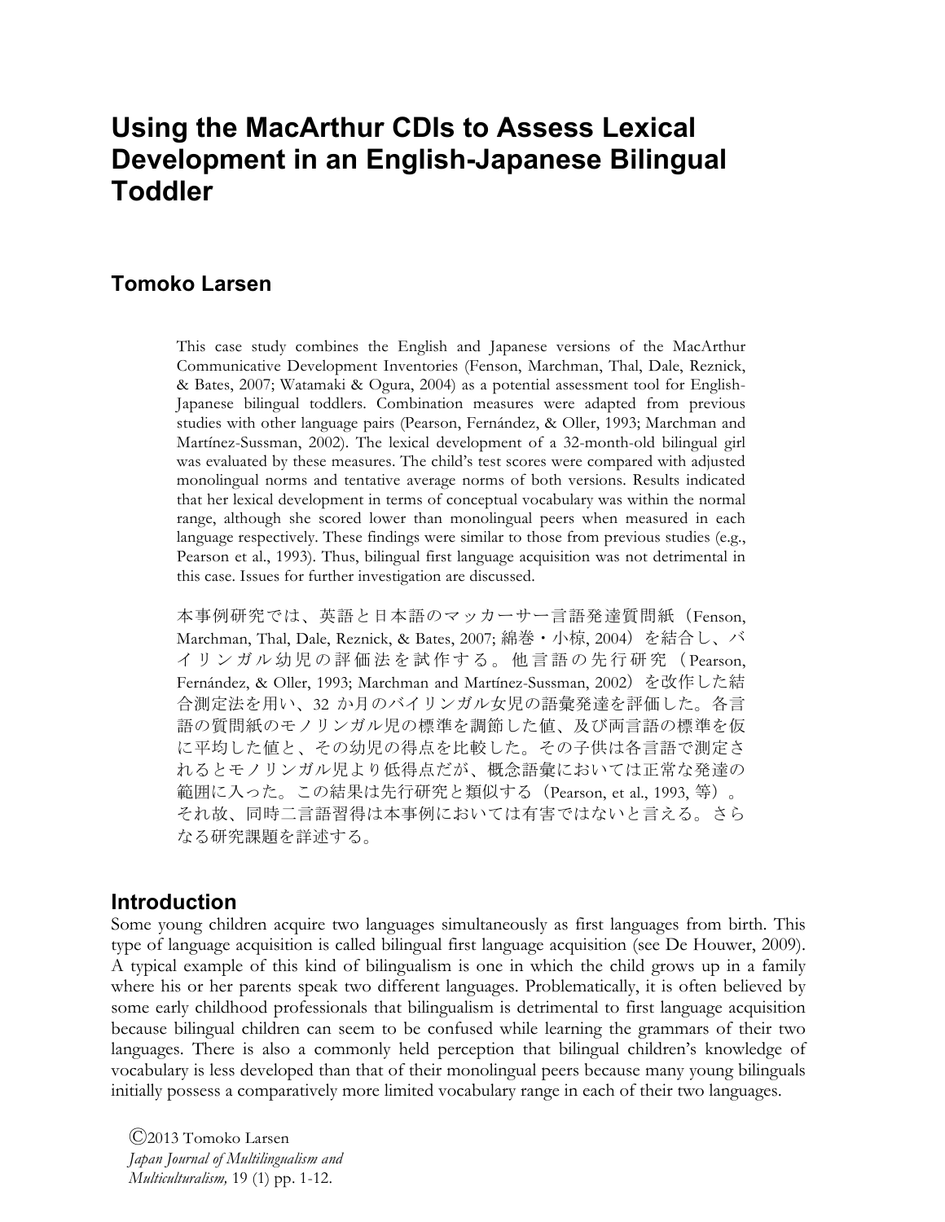# Using the MacArthur CDIs to Assess Lexical Development in an English-Japanese Bilingual Toddler

## Tomoko Larsen

This case study combines the English and Japanese versions of the MacArthur Communicative Development Inventories (Fenson, Marchman, Thal, Dale, Reznick, & Bates, 2007; Watamaki & Ogura, 2004) as a potential assessment tool for English-Japanese bilingual toddlers. Combination measures were adapted from previous studies with other language pairs (Pearson, Fernández, & Oller, 1993; Marchman and Martínez-Sussman, 2002). The lexical development of a 32-month-old bilingual girl was evaluated by these measures. The child's test scores were compared with adjusted monolingual norms and tentative average norms of both versions. Results indicated that her lexical development in terms of conceptual vocabulary was within the normal range, although she scored lower than monolingual peers when measured in each language respectively. These findings were similar to those from previous studies (e.g., Pearson et al., 1993). Thus, bilingual first language acquisition was not detrimental in this case. Issues for further investigation are discussed.

本事例研究では、英語と日本語のマッカーサー言語発達質問紙（Fenson, Marchman, Thal, Dale, Reznick, & Bates, 2007; 綿巻・小椋, 2004）を結合し、バイリンガル幼児の評価法を試作する。他言語の先行研究（Pearson, Fernández, & Oller, 1993; Marchman and Martínez-Sussman, 2002）を改作した結合測定法を用い、32 か月のバイリンガル女児の語彙発達を評価した。各言語の質問紙のモノリンガル児の標準を調節した値、及び両言語の標準を仮に平均した値と、その幼児の得点を比較した。その子供は各言語で測定されるとモノリンガル児より低得点だが、概念語彙においては正常な発達の範囲に入った。この結果は先行研究と類似する（Pearson, et al., 1993, 等）。それ故、同時二言語習得は本事例においては有害ではないと言える。さらなる研究課題を詳述する。

## Introduction

Some young children acquire two languages simultaneously as first languages from birth. This type of language acquisition is called bilingual first language acquisition (see De Houwer, 2009). A typical example of this kind of bilingualism is one in which the child grows up in a family where his or her parents speak two different languages. Problematically, it is often believed by some early childhood professionals that bilingualism is detrimental to first language acquisition because bilingual children can seem to be confused while learning the grammars of their two languages. There is also a commonly held perception that bilingual children's knowledge of vocabulary is less developed than that of their monolingual peers because many young bilinguals initially possess a comparatively more limited vocabulary range in each of their two languages.

©2013 Tomoko Larsen
*Japan Journal of Multilingualism and Multiculturalism,* 19 (1) pp. 1-12.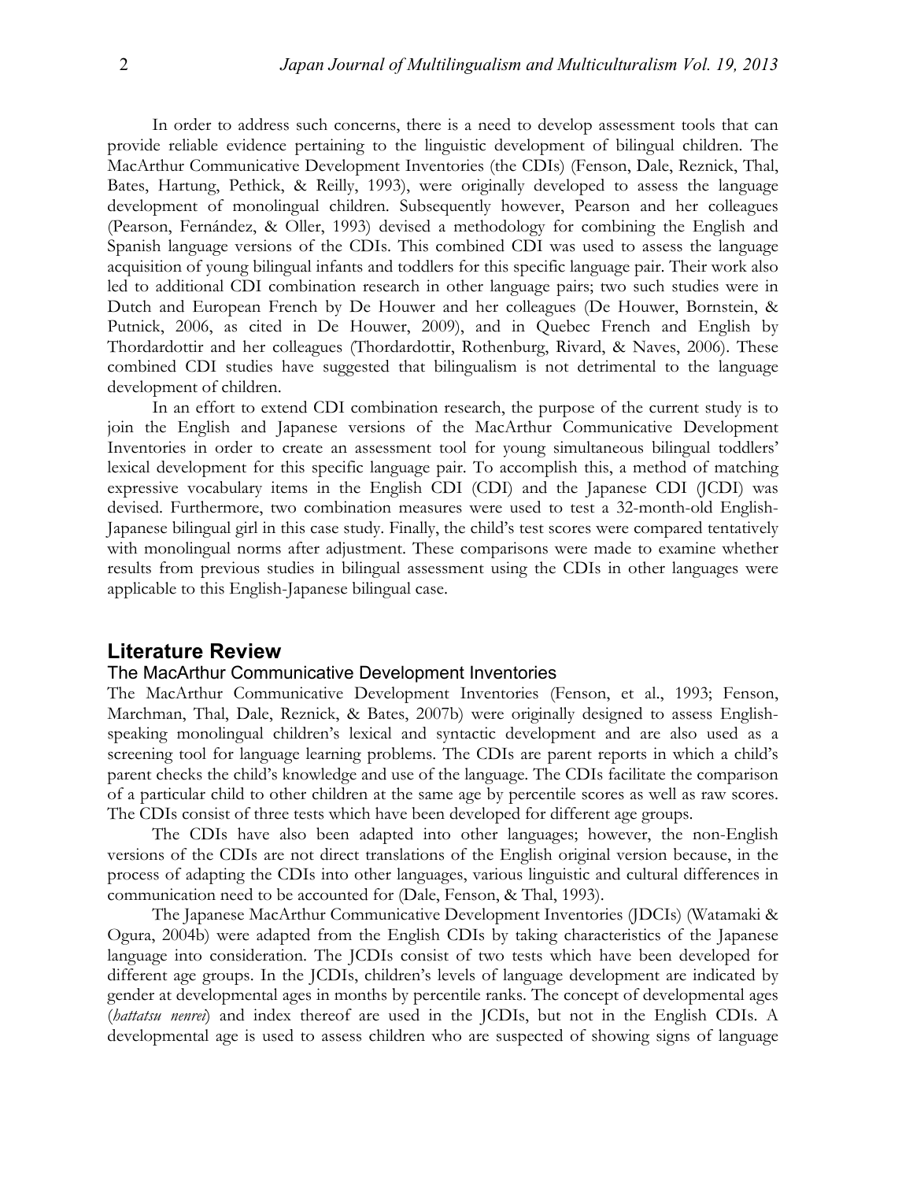In order to address such concerns, there is a need to develop assessment tools that can provide reliable evidence pertaining to the linguistic development of bilingual children. The MacArthur Communicative Development Inventories (the CDIs) (Fenson, Dale, Reznick, Thal, Bates, Hartung, Pethick, & Reilly, 1993), were originally developed to assess the language development of monolingual children. Subsequently however, Pearson and her colleagues (Pearson, Fernández, & Oller, 1993) devised a methodology for combining the English and Spanish language versions of the CDIs. This combined CDI was used to assess the language acquisition of young bilingual infants and toddlers for this specific language pair. Their work also led to additional CDI combination research in other language pairs; two such studies were in Dutch and European French by De Houwer and her colleagues (De Houwer, Bornstein, & Putnick, 2006, as cited in De Houwer, 2009), and in Quebec French and English by Thordardottir and her colleagues (Thordardottir, Rothenburg, Rivard, & Naves, 2006). These combined CDI studies have suggested that bilingualism is not detrimental to the language development of children.

In an effort to extend CDI combination research, the purpose of the current study is to join the English and Japanese versions of the MacArthur Communicative Development Inventories in order to create an assessment tool for young simultaneous bilingual toddlers' lexical development for this specific language pair. To accomplish this, a method of matching expressive vocabulary items in the English CDI (CDI) and the Japanese CDI (JCDI) was devised. Furthermore, two combination measures were used to test a 32-month-old English-Japanese bilingual girl in this case study. Finally, the child's test scores were compared tentatively with monolingual norms after adjustment. These comparisons were made to examine whether results from previous studies in bilingual assessment using the CDIs in other languages were applicable to this English-Japanese bilingual case.

## Literature Review

### The MacArthur Communicative Development Inventories

The MacArthur Communicative Development Inventories (Fenson, et al., 1993; Fenson, Marchman, Thal, Dale, Reznick, & Bates, 2007b) were originally designed to assess English-speaking monolingual children's lexical and syntactic development and are also used as a screening tool for language learning problems. The CDIs are parent reports in which a child's parent checks the child's knowledge and use of the language. The CDIs facilitate the comparison of a particular child to other children at the same age by percentile scores as well as raw scores. The CDIs consist of three tests which have been developed for different age groups.

The CDIs have also been adapted into other languages; however, the non-English versions of the CDIs are not direct translations of the English original version because, in the process of adapting the CDIs into other languages, various linguistic and cultural differences in communication need to be accounted for (Dale, Fenson, & Thal, 1993).

The Japanese MacArthur Communicative Development Inventories (JDCIs) (Watamaki & Ogura, 2004b) were adapted from the English CDIs by taking characteristics of the Japanese language into consideration. The JCDIs consist of two tests which have been developed for different age groups. In the JCDIs, children's levels of language development are indicated by gender at developmental ages in months by percentile ranks. The concept of developmental ages (*hattatsu nenrei*) and index thereof are used in the JCDIs, but not in the English CDIs. A developmental age is used to assess children who are suspected of showing signs of language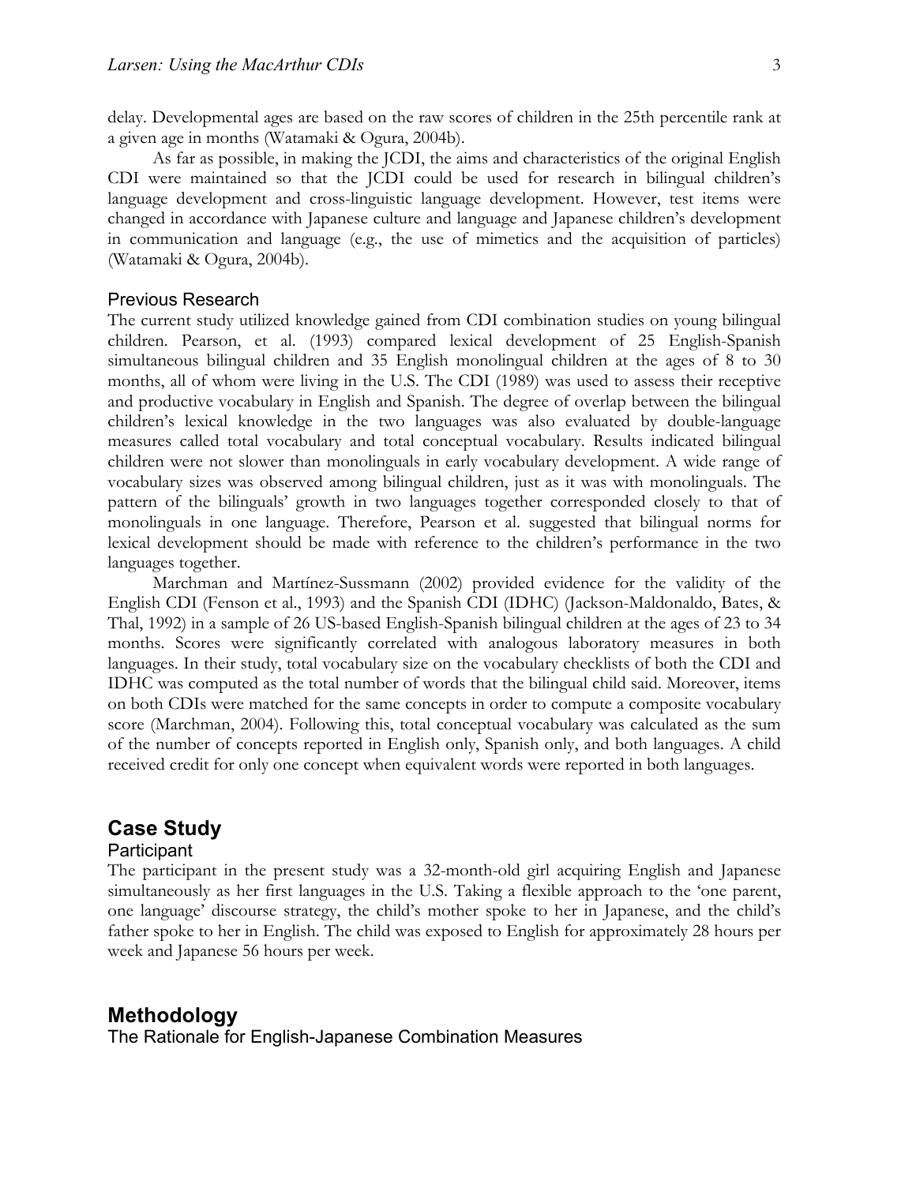delay. Developmental ages are based on the raw scores of children in the 25th percentile rank at a given age in months (Watamaki & Ogura, 2004b).

As far as possible, in making the JCDI, the aims and characteristics of the original English CDI were maintained so that the JCDI could be used for research in bilingual children's language development and cross-linguistic language development. However, test items were changed in accordance with Japanese culture and language and Japanese children's development in communication and language (e.g., the use of mimetics and the acquisition of particles) (Watamaki & Ogura, 2004b).

### Previous Research

The current study utilized knowledge gained from CDI combination studies on young bilingual children. Pearson, et al. (1993) compared lexical development of 25 English-Spanish simultaneous bilingual children and 35 English monolingual children at the ages of 8 to 30 months, all of whom were living in the U.S. The CDI (1989) was used to assess their receptive and productive vocabulary in English and Spanish. The degree of overlap between the bilingual children's lexical knowledge in the two languages was also evaluated by double-language measures called total vocabulary and total conceptual vocabulary. Results indicated bilingual children were not slower than monolinguals in early vocabulary development. A wide range of vocabulary sizes was observed among bilingual children, just as it was with monolinguals. The pattern of the bilinguals' growth in two languages together corresponded closely to that of monolinguals in one language. Therefore, Pearson et al. suggested that bilingual norms for lexical development should be made with reference to the children's performance in the two languages together.

Marchman and Martínez-Sussmann (2002) provided evidence for the validity of the English CDI (Fenson et al., 1993) and the Spanish CDI (IDHC) (Jackson-Maldonaldo, Bates, & Thal, 1992) in a sample of 26 US-based English-Spanish bilingual children at the ages of 23 to 34 months. Scores were significantly correlated with analogous laboratory measures in both languages. In their study, total vocabulary size on the vocabulary checklists of both the CDI and IDHC was computed as the total number of words that the bilingual child said. Moreover, items on both CDIs were matched for the same concepts in order to compute a composite vocabulary score (Marchman, 2004). Following this, total conceptual vocabulary was calculated as the sum of the number of concepts reported in English only, Spanish only, and both languages. A child received credit for only one concept when equivalent words were reported in both languages.

## Case Study

### Participant

The participant in the present study was a 32-month-old girl acquiring English and Japanese simultaneously as her first languages in the U.S. Taking a flexible approach to the 'one parent, one language' discourse strategy, the child's mother spoke to her in Japanese, and the child's father spoke to her in English. The child was exposed to English for approximately 28 hours per week and Japanese 56 hours per week.

## Methodology

### The Rationale for English-Japanese Combination Measures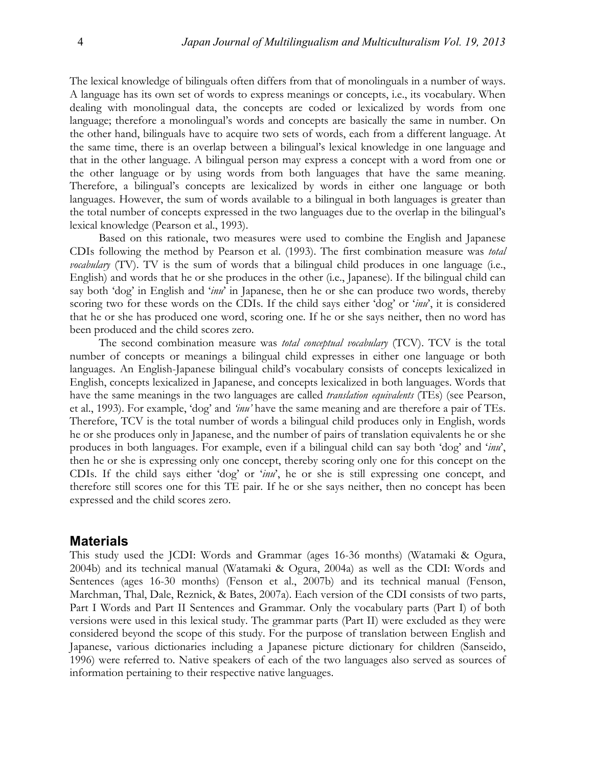The lexical knowledge of bilinguals often differs from that of monolinguals in a number of ways. A language has its own set of words to express meanings or concepts, i.e., its vocabulary. When dealing with monolingual data, the concepts are coded or lexicalized by words from one language; therefore a monolingual's words and concepts are basically the same in number. On the other hand, bilinguals have to acquire two sets of words, each from a different language. At the same time, there is an overlap between a bilingual's lexical knowledge in one language and that in the other language. A bilingual person may express a concept with a word from one or the other language or by using words from both languages that have the same meaning. Therefore, a bilingual's concepts are lexicalized by words in either one language or both languages. However, the sum of words available to a bilingual in both languages is greater than the total number of concepts expressed in the two languages due to the overlap in the bilingual's lexical knowledge (Pearson et al., 1993).

Based on this rationale, two measures were used to combine the English and Japanese CDIs following the method by Pearson et al. (1993). The first combination measure was *total vocabulary* (TV). TV is the sum of words that a bilingual child produces in one language (i.e., English) and words that he or she produces in the other (i.e., Japanese). If the bilingual child can say both 'dog' in English and '*inu*' in Japanese, then he or she can produce two words, thereby scoring two for these words on the CDIs. If the child says either 'dog' or '*inu*', it is considered that he or she has produced one word, scoring one. If he or she says neither, then no word has been produced and the child scores zero.

The second combination measure was *total conceptual vocabulary* (TCV). TCV is the total number of concepts or meanings a bilingual child expresses in either one language or both languages. An English-Japanese bilingual child's vocabulary consists of concepts lexicalized in English, concepts lexicalized in Japanese, and concepts lexicalized in both languages. Words that have the same meanings in the two languages are called *translation equivalents* (TEs) (see Pearson, et al., 1993). For example, 'dog' and *'inu'* have the same meaning and are therefore a pair of TEs. Therefore, TCV is the total number of words a bilingual child produces only in English, words he or she produces only in Japanese, and the number of pairs of translation equivalents he or she produces in both languages. For example, even if a bilingual child can say both 'dog' and '*inu*', then he or she is expressing only one concept, thereby scoring only one for this concept on the CDIs. If the child says either 'dog' or '*inu*', he or she is still expressing one concept, and therefore still scores one for this TE pair. If he or she says neither, then no concept has been expressed and the child scores zero.

## Materials

This study used the JCDI: Words and Grammar (ages 16-36 months) (Watamaki & Ogura, 2004b) and its technical manual (Watamaki & Ogura, 2004a) as well as the CDI: Words and Sentences (ages 16-30 months) (Fenson et al., 2007b) and its technical manual (Fenson, Marchman, Thal, Dale, Reznick, & Bates, 2007a). Each version of the CDI consists of two parts, Part I Words and Part II Sentences and Grammar. Only the vocabulary parts (Part I) of both versions were used in this lexical study. The grammar parts (Part II) were excluded as they were considered beyond the scope of this study. For the purpose of translation between English and Japanese, various dictionaries including a Japanese picture dictionary for children (Sanseido, 1996) were referred to. Native speakers of each of the two languages also served as sources of information pertaining to their respective native languages.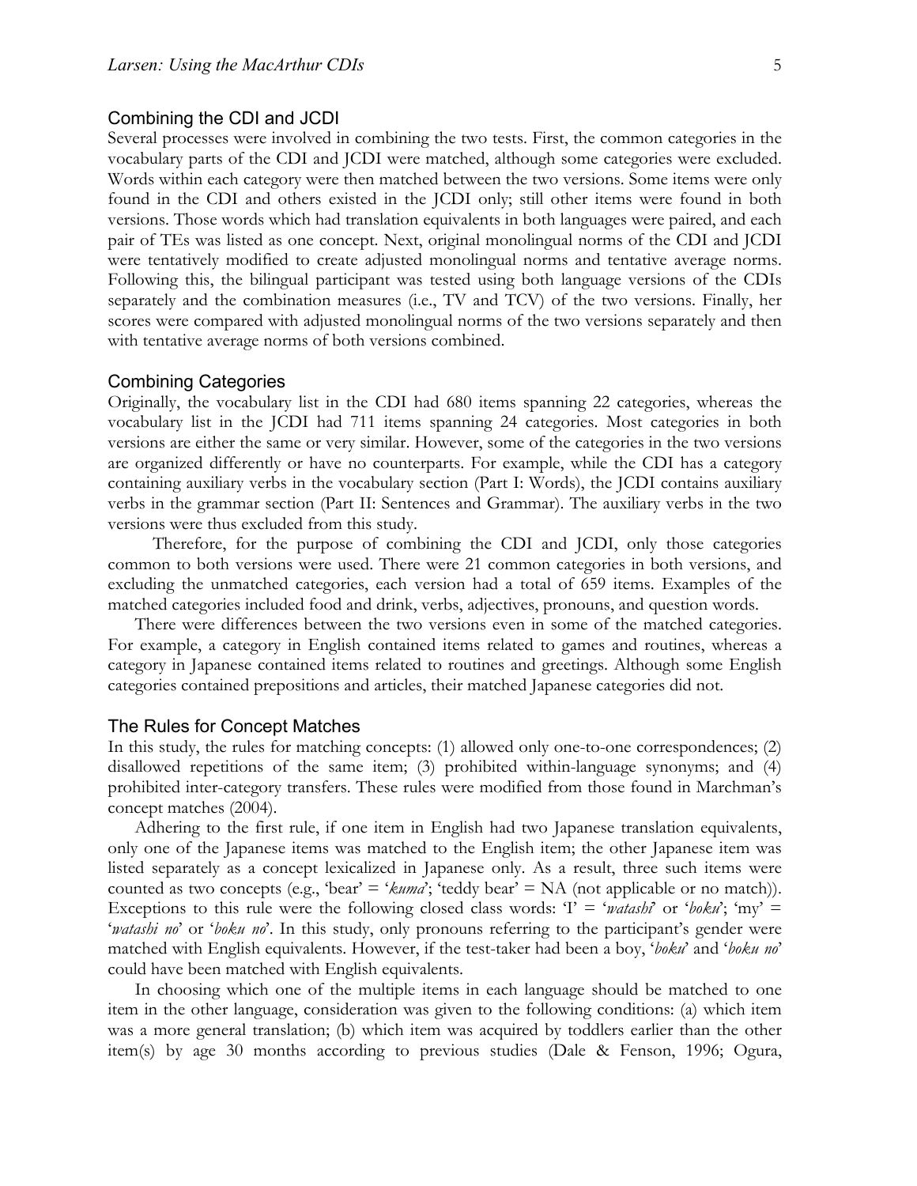## Combining the CDI and JCDI

Several processes were involved in combining the two tests. First, the common categories in the vocabulary parts of the CDI and JCDI were matched, although some categories were excluded. Words within each category were then matched between the two versions. Some items were only found in the CDI and others existed in the JCDI only; still other items were found in both versions. Those words which had translation equivalents in both languages were paired, and each pair of TEs was listed as one concept. Next, original monolingual norms of the CDI and JCDI were tentatively modified to create adjusted monolingual norms and tentative average norms. Following this, the bilingual participant was tested using both language versions of the CDIs separately and the combination measures (i.e., TV and TCV) of the two versions. Finally, her scores were compared with adjusted monolingual norms of the two versions separately and then with tentative average norms of both versions combined.

## Combining Categories

Originally, the vocabulary list in the CDI had 680 items spanning 22 categories, whereas the vocabulary list in the JCDI had 711 items spanning 24 categories. Most categories in both versions are either the same or very similar. However, some of the categories in the two versions are organized differently or have no counterparts. For example, while the CDI has a category containing auxiliary verbs in the vocabulary section (Part I: Words), the JCDI contains auxiliary verbs in the grammar section (Part II: Sentences and Grammar). The auxiliary verbs in the two versions were thus excluded from this study.

Therefore, for the purpose of combining the CDI and JCDI, only those categories common to both versions were used. There were 21 common categories in both versions, and excluding the unmatched categories, each version had a total of 659 items. Examples of the matched categories included food and drink, verbs, adjectives, pronouns, and question words.

There were differences between the two versions even in some of the matched categories. For example, a category in English contained items related to games and routines, whereas a category in Japanese contained items related to routines and greetings. Although some English categories contained prepositions and articles, their matched Japanese categories did not.

## The Rules for Concept Matches

In this study, the rules for matching concepts: (1) allowed only one-to-one correspondences; (2) disallowed repetitions of the same item; (3) prohibited within-language synonyms; and (4) prohibited inter-category transfers. These rules were modified from those found in Marchman's concept matches (2004).

Adhering to the first rule, if one item in English had two Japanese translation equivalents, only one of the Japanese items was matched to the English item; the other Japanese item was listed separately as a concept lexicalized in Japanese only. As a result, three such items were counted as two concepts (e.g., 'bear' = '*kuma*'; 'teddy bear' = NA (not applicable or no match)). Exceptions to this rule were the following closed class words: 'I' = '*watashi*' or '*boku*'; 'my' = '*watashi no*' or '*boku no*'. In this study, only pronouns referring to the participant's gender were matched with English equivalents. However, if the test-taker had been a boy, '*boku*' and '*boku no*' could have been matched with English equivalents.

In choosing which one of the multiple items in each language should be matched to one item in the other language, consideration was given to the following conditions: (a) which item was a more general translation; (b) which item was acquired by toddlers earlier than the other item(s) by age 30 months according to previous studies (Dale & Fenson, 1996; Ogura,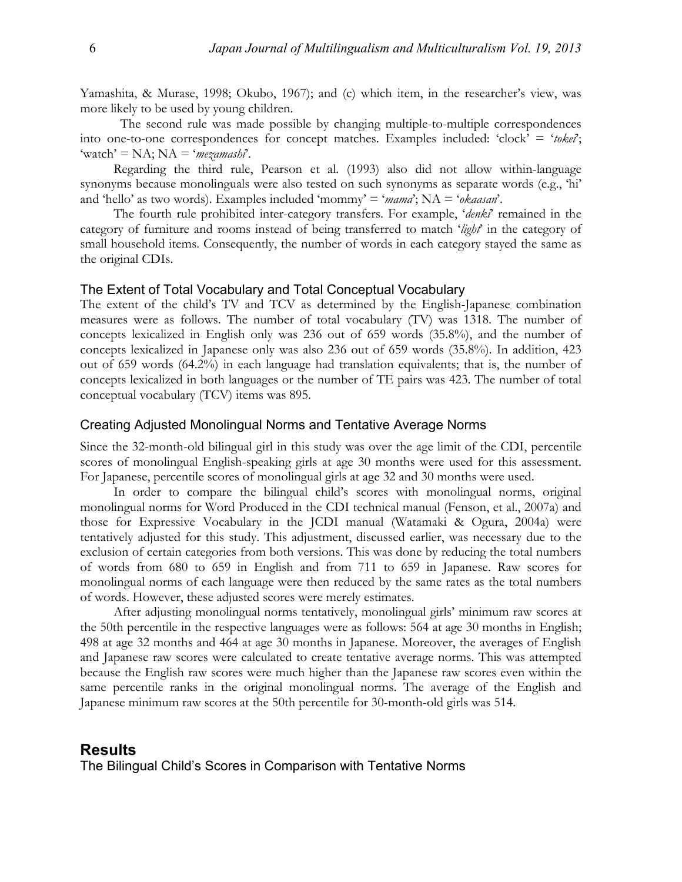Yamashita, & Murase, 1998; Okubo, 1967); and (c) which item, in the researcher's view, was more likely to be used by young children.

The second rule was made possible by changing multiple-to-multiple correspondences into one-to-one correspondences for concept matches. Examples included: 'clock' = '*tokei*'; 'watch' = NA; NA = '*mezamashi*'.

Regarding the third rule, Pearson et al. (1993) also did not allow within-language synonyms because monolinguals were also tested on such synonyms as separate words (e.g., 'hi' and 'hello' as two words). Examples included 'mommy' = '*mama*'; NA = '*okaasan*'.

The fourth rule prohibited inter-category transfers. For example, '*denki*' remained in the category of furniture and rooms instead of being transferred to match '*light*' in the category of small household items. Consequently, the number of words in each category stayed the same as the original CDIs.

### The Extent of Total Vocabulary and Total Conceptual Vocabulary

The extent of the child's TV and TCV as determined by the English-Japanese combination measures were as follows. The number of total vocabulary (TV) was 1318. The number of concepts lexicalized in English only was 236 out of 659 words (35.8%), and the number of concepts lexicalized in Japanese only was also 236 out of 659 words (35.8%). In addition, 423 out of 659 words (64.2%) in each language had translation equivalents; that is, the number of concepts lexicalized in both languages or the number of TE pairs was 423. The number of total conceptual vocabulary (TCV) items was 895.

### Creating Adjusted Monolingual Norms and Tentative Average Norms

Since the 32-month-old bilingual girl in this study was over the age limit of the CDI, percentile scores of monolingual English-speaking girls at age 30 months were used for this assessment. For Japanese, percentile scores of monolingual girls at age 32 and 30 months were used.

In order to compare the bilingual child's scores with monolingual norms, original monolingual norms for Word Produced in the CDI technical manual (Fenson, et al., 2007a) and those for Expressive Vocabulary in the JCDI manual (Watamaki & Ogura, 2004a) were tentatively adjusted for this study. This adjustment, discussed earlier, was necessary due to the exclusion of certain categories from both versions. This was done by reducing the total numbers of words from 680 to 659 in English and from 711 to 659 in Japanese. Raw scores for monolingual norms of each language were then reduced by the same rates as the total numbers of words. However, these adjusted scores were merely estimates.

After adjusting monolingual norms tentatively, monolingual girls' minimum raw scores at the 50th percentile in the respective languages were as follows: 564 at age 30 months in English; 498 at age 32 months and 464 at age 30 months in Japanese. Moreover, the averages of English and Japanese raw scores were calculated to create tentative average norms. This was attempted because the English raw scores were much higher than the Japanese raw scores even within the same percentile ranks in the original monolingual norms. The average of the English and Japanese minimum raw scores at the 50th percentile for 30-month-old girls was 514.

## Results

### The Bilingual Child's Scores in Comparison with Tentative Norms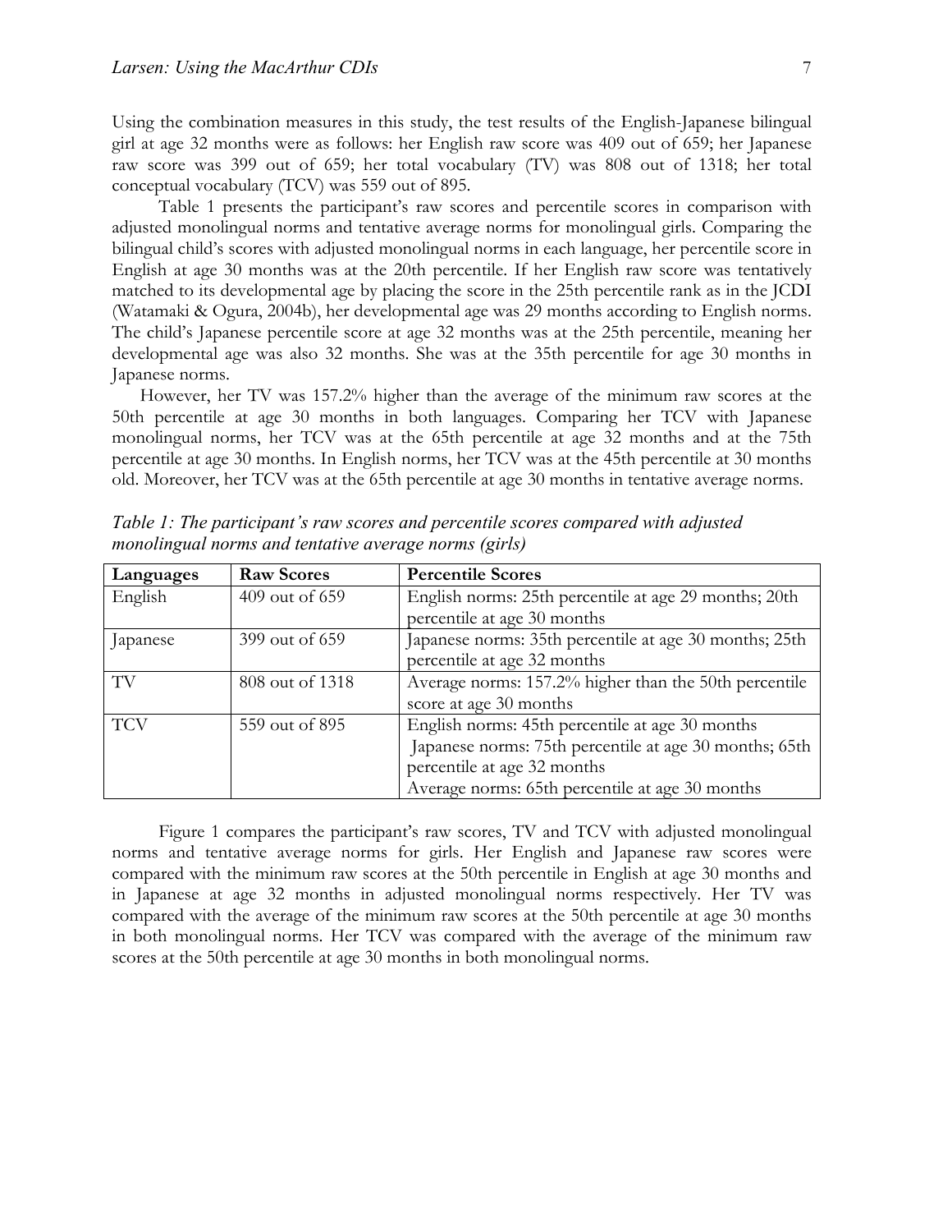Using the combination measures in this study, the test results of the English-Japanese bilingual girl at age 32 months were as follows: her English raw score was 409 out of 659; her Japanese raw score was 399 out of 659; her total vocabulary (TV) was 808 out of 1318; her total conceptual vocabulary (TCV) was 559 out of 895.

Table 1 presents the participant's raw scores and percentile scores in comparison with adjusted monolingual norms and tentative average norms for monolingual girls. Comparing the bilingual child's scores with adjusted monolingual norms in each language, her percentile score in English at age 30 months was at the 20th percentile. If her English raw score was tentatively matched to its developmental age by placing the score in the 25th percentile rank as in the JCDI (Watamaki & Ogura, 2004b), her developmental age was 29 months according to English norms. The child's Japanese percentile score at age 32 months was at the 25th percentile, meaning her developmental age was also 32 months. She was at the 35th percentile for age 30 months in Japanese norms.

However, her TV was 157.2% higher than the average of the minimum raw scores at the 50th percentile at age 30 months in both languages. Comparing her TCV with Japanese monolingual norms, her TCV was at the 65th percentile at age 32 months and at the 75th percentile at age 30 months. In English norms, her TCV was at the 45th percentile at 30 months old. Moreover, her TCV was at the 65th percentile at age 30 months in tentative average norms.

*Table 1: The participant's raw scores and percentile scores compared with adjusted monolingual norms and tentative average norms (girls)*

| **Languages** | **Raw Scores** | **Percentile Scores** |
|---|---|---|
| English | 409 out of 659 | English norms: 25th percentile at age 29 months; 20th percentile at age 30 months |
| Japanese | 399 out of 659 | Japanese norms: 35th percentile at age 30 months; 25th percentile at age 32 months |
| TV | 808 out of 1318 | Average norms: 157.2% higher than the 50th percentile score at age 30 months |
| TCV | 559 out of 895 | English norms: 45th percentile at age 30 months<br>Japanese norms: 75th percentile at age 30 months; 65th percentile at age 32 months<br>Average norms: 65th percentile at age 30 months |

Figure 1 compares the participant's raw scores, TV and TCV with adjusted monolingual norms and tentative average norms for girls. Her English and Japanese raw scores were compared with the minimum raw scores at the 50th percentile in English at age 30 months and in Japanese at age 32 months in adjusted monolingual norms respectively. Her TV was compared with the average of the minimum raw scores at the 50th percentile at age 30 months in both monolingual norms. Her TCV was compared with the average of the minimum raw scores at the 50th percentile at age 30 months in both monolingual norms.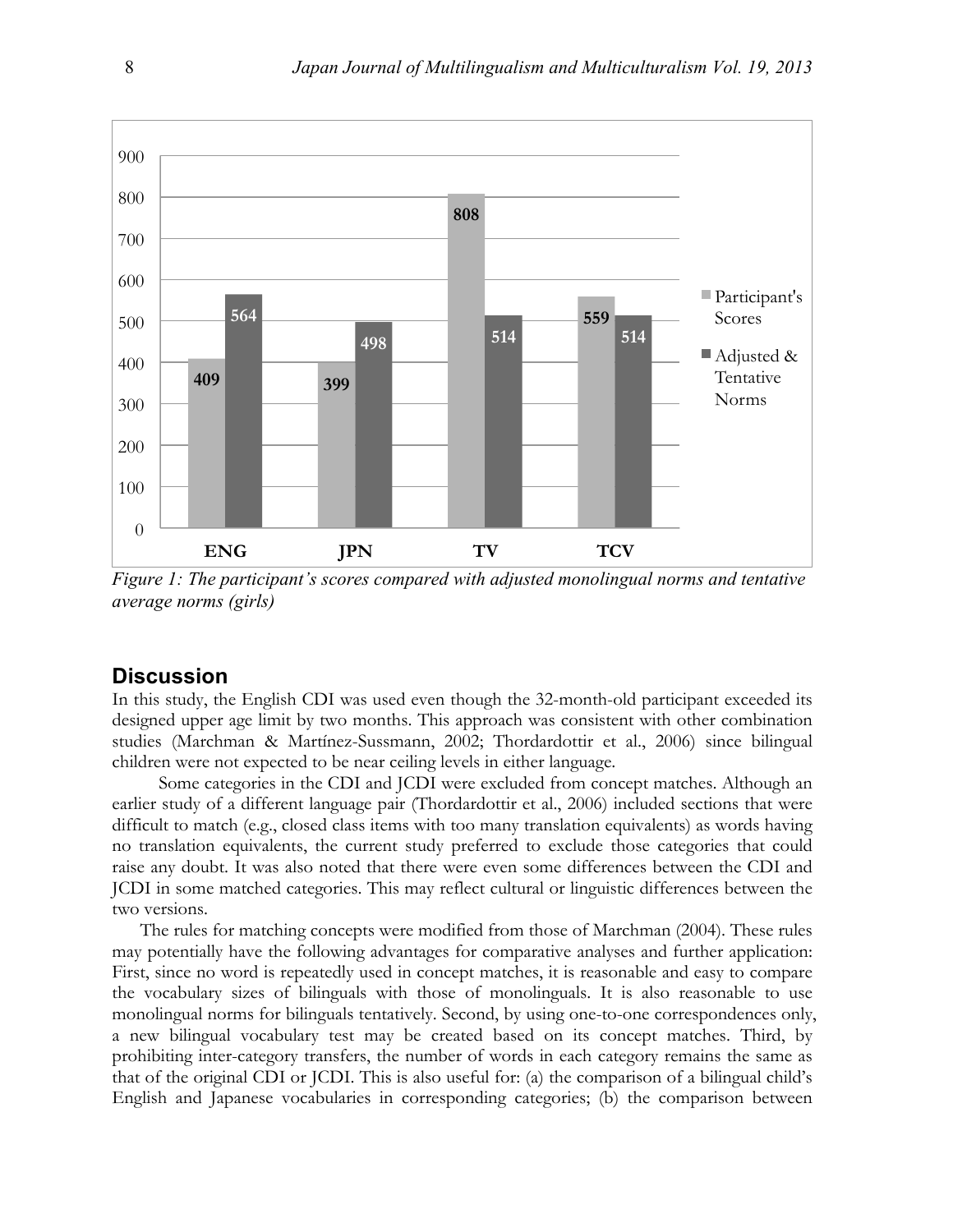| | ENG | JPN | TV | TCV |
|---|---|---|---|---|
| Participant's Scores | 409 | 399 | 808 | 559 |
| Adjusted & Tentative Norms | 564 | 498 | 514 | 514 |

*Figure 1: The participant's scores compared with adjusted monolingual norms and tentative average norms (girls)*

## Discussion

In this study, the English CDI was used even though the 32-month-old participant exceeded its designed upper age limit by two months. This approach was consistent with other combination studies (Marchman & Martínez-Sussmann, 2002; Thordardottir et al., 2006) since bilingual children were not expected to be near ceiling levels in either language.

Some categories in the CDI and JCDI were excluded from concept matches. Although an earlier study of a different language pair (Thordardottir et al., 2006) included sections that were difficult to match (e.g., closed class items with too many translation equivalents) as words having no translation equivalents, the current study preferred to exclude those categories that could raise any doubt. It was also noted that there were even some differences between the CDI and JCDI in some matched categories. This may reflect cultural or linguistic differences between the two versions.

The rules for matching concepts were modified from those of Marchman (2004). These rules may potentially have the following advantages for comparative analyses and further application: First, since no word is repeatedly used in concept matches, it is reasonable and easy to compare the vocabulary sizes of bilinguals with those of monolinguals. It is also reasonable to use monolingual norms for bilinguals tentatively. Second, by using one-to-one correspondences only, a new bilingual vocabulary test may be created based on its concept matches. Third, by prohibiting inter-category transfers, the number of words in each category remains the same as that of the original CDI or JCDI. This is also useful for: (a) the comparison of a bilingual child's English and Japanese vocabularies in corresponding categories; (b) the comparison between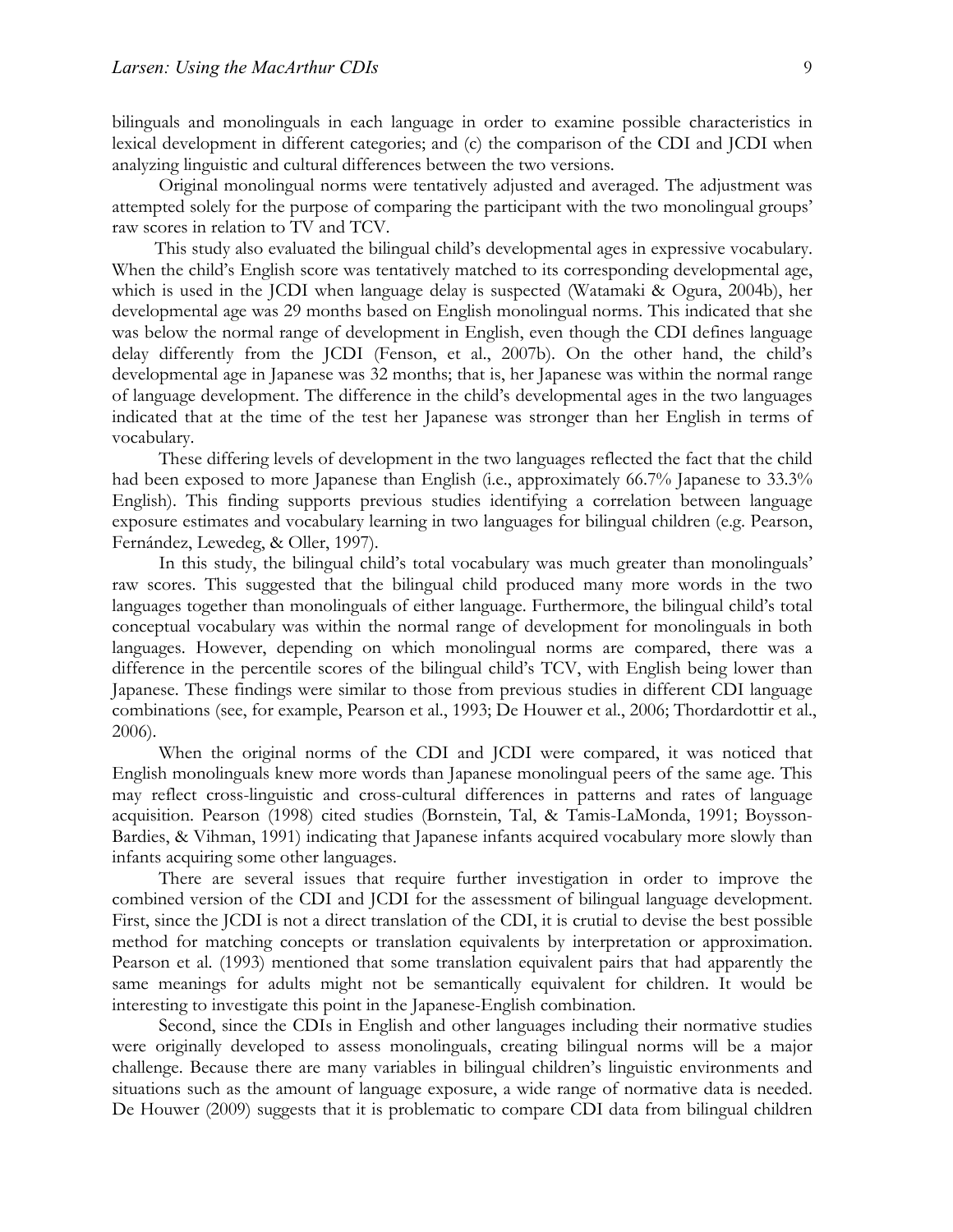bilinguals and monolinguals in each language in order to examine possible characteristics in lexical development in different categories; and (c) the comparison of the CDI and JCDI when analyzing linguistic and cultural differences between the two versions.

Original monolingual norms were tentatively adjusted and averaged. The adjustment was attempted solely for the purpose of comparing the participant with the two monolingual groups' raw scores in relation to TV and TCV.

This study also evaluated the bilingual child's developmental ages in expressive vocabulary. When the child's English score was tentatively matched to its corresponding developmental age, which is used in the JCDI when language delay is suspected (Watamaki & Ogura, 2004b), her developmental age was 29 months based on English monolingual norms. This indicated that she was below the normal range of development in English, even though the CDI defines language delay differently from the JCDI (Fenson, et al., 2007b). On the other hand, the child's developmental age in Japanese was 32 months; that is, her Japanese was within the normal range of language development. The difference in the child's developmental ages in the two languages indicated that at the time of the test her Japanese was stronger than her English in terms of vocabulary.

These differing levels of development in the two languages reflected the fact that the child had been exposed to more Japanese than English (i.e., approximately 66.7% Japanese to 33.3% English). This finding supports previous studies identifying a correlation between language exposure estimates and vocabulary learning in two languages for bilingual children (e.g. Pearson, Fernández, Lewedeg, & Oller, 1997).

In this study, the bilingual child's total vocabulary was much greater than monolinguals' raw scores. This suggested that the bilingual child produced many more words in the two languages together than monolinguals of either language. Furthermore, the bilingual child's total conceptual vocabulary was within the normal range of development for monolinguals in both languages. However, depending on which monolingual norms are compared, there was a difference in the percentile scores of the bilingual child's TCV, with English being lower than Japanese. These findings were similar to those from previous studies in different CDI language combinations (see, for example, Pearson et al., 1993; De Houwer et al., 2006; Thordardottir et al., 2006).

When the original norms of the CDI and JCDI were compared, it was noticed that English monolinguals knew more words than Japanese monolingual peers of the same age. This may reflect cross-linguistic and cross-cultural differences in patterns and rates of language acquisition. Pearson (1998) cited studies (Bornstein, Tal, & Tamis-LaMonda, 1991; Boysson-Bardies, & Vihman, 1991) indicating that Japanese infants acquired vocabulary more slowly than infants acquiring some other languages.

There are several issues that require further investigation in order to improve the combined version of the CDI and JCDI for the assessment of bilingual language development. First, since the JCDI is not a direct translation of the CDI, it is crutial to devise the best possible method for matching concepts or translation equivalents by interpretation or approximation. Pearson et al. (1993) mentioned that some translation equivalent pairs that had apparently the same meanings for adults might not be semantically equivalent for children. It would be interesting to investigate this point in the Japanese-English combination.

Second, since the CDIs in English and other languages including their normative studies were originally developed to assess monolinguals, creating bilingual norms will be a major challenge. Because there are many variables in bilingual children's linguistic environments and situations such as the amount of language exposure, a wide range of normative data is needed. De Houwer (2009) suggests that it is problematic to compare CDI data from bilingual children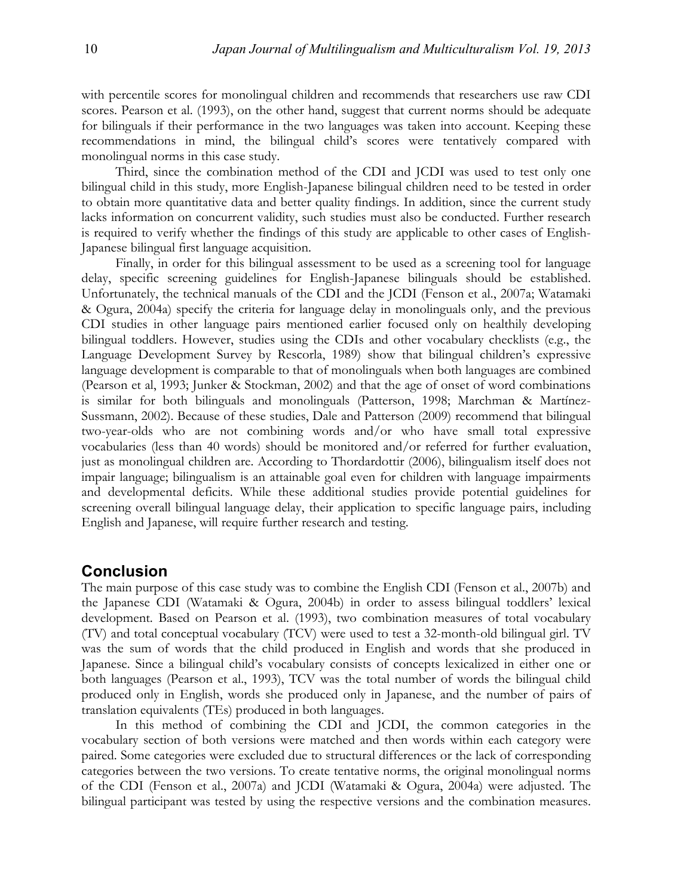with percentile scores for monolingual children and recommends that researchers use raw CDI scores. Pearson et al. (1993), on the other hand, suggest that current norms should be adequate for bilinguals if their performance in the two languages was taken into account. Keeping these recommendations in mind, the bilingual child's scores were tentatively compared with monolingual norms in this case study.

Third, since the combination method of the CDI and JCDI was used to test only one bilingual child in this study, more English-Japanese bilingual children need to be tested in order to obtain more quantitative data and better quality findings. In addition, since the current study lacks information on concurrent validity, such studies must also be conducted. Further research is required to verify whether the findings of this study are applicable to other cases of English-Japanese bilingual first language acquisition.

Finally, in order for this bilingual assessment to be used as a screening tool for language delay, specific screening guidelines for English-Japanese bilinguals should be established. Unfortunately, the technical manuals of the CDI and the JCDI (Fenson et al., 2007a; Watamaki & Ogura, 2004a) specify the criteria for language delay in monolinguals only, and the previous CDI studies in other language pairs mentioned earlier focused only on healthily developing bilingual toddlers. However, studies using the CDIs and other vocabulary checklists (e.g., the Language Development Survey by Rescorla, 1989) show that bilingual children's expressive language development is comparable to that of monolinguals when both languages are combined (Pearson et al, 1993; Junker & Stockman, 2002) and that the age of onset of word combinations is similar for both bilinguals and monolinguals (Patterson, 1998; Marchman & Martínez-Sussmann, 2002). Because of these studies, Dale and Patterson (2009) recommend that bilingual two-year-olds who are not combining words and/or who have small total expressive vocabularies (less than 40 words) should be monitored and/or referred for further evaluation, just as monolingual children are. According to Thordardottir (2006), bilingualism itself does not impair language; bilingualism is an attainable goal even for children with language impairments and developmental deficits. While these additional studies provide potential guidelines for screening overall bilingual language delay, their application to specific language pairs, including English and Japanese, will require further research and testing.

## Conclusion

The main purpose of this case study was to combine the English CDI (Fenson et al., 2007b) and the Japanese CDI (Watamaki & Ogura, 2004b) in order to assess bilingual toddlers' lexical development. Based on Pearson et al. (1993), two combination measures of total vocabulary (TV) and total conceptual vocabulary (TCV) were used to test a 32-month-old bilingual girl. TV was the sum of words that the child produced in English and words that she produced in Japanese. Since a bilingual child's vocabulary consists of concepts lexicalized in either one or both languages (Pearson et al., 1993), TCV was the total number of words the bilingual child produced only in English, words she produced only in Japanese, and the number of pairs of translation equivalents (TEs) produced in both languages.

In this method of combining the CDI and JCDI, the common categories in the vocabulary section of both versions were matched and then words within each category were paired. Some categories were excluded due to structural differences or the lack of corresponding categories between the two versions. To create tentative norms, the original monolingual norms of the CDI (Fenson et al., 2007a) and JCDI (Watamaki & Ogura, 2004a) were adjusted. The bilingual participant was tested by using the respective versions and the combination measures.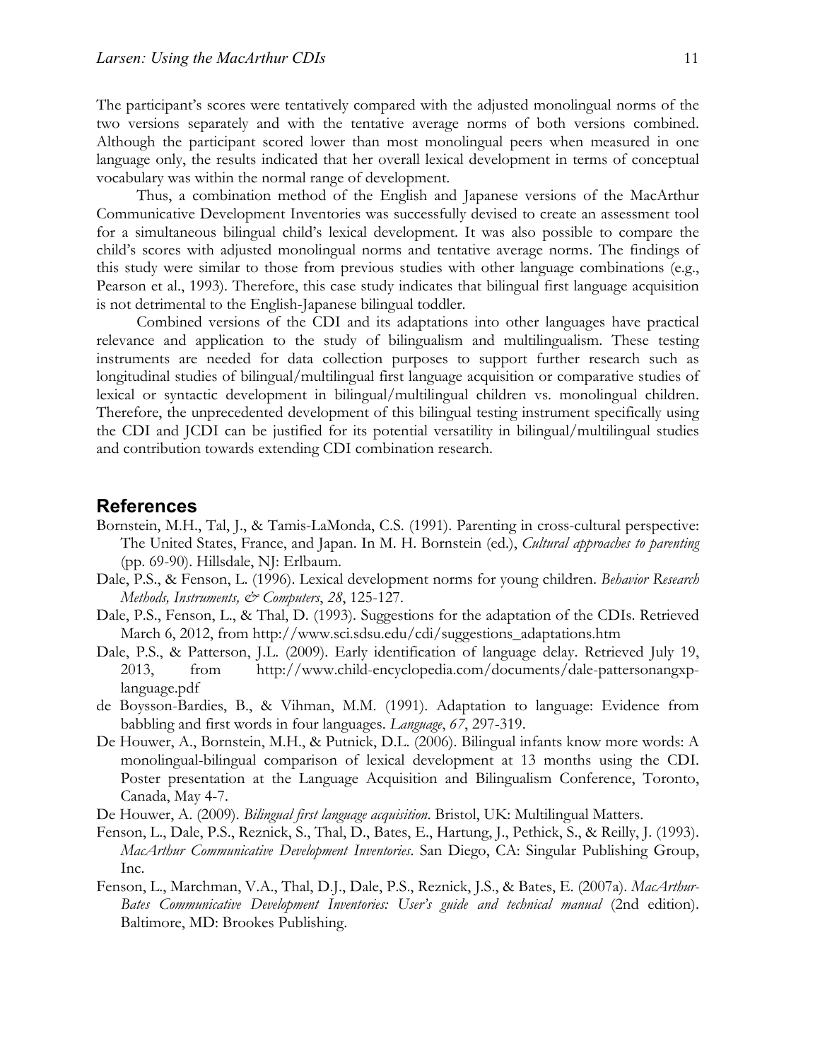The participant's scores were tentatively compared with the adjusted monolingual norms of the two versions separately and with the tentative average norms of both versions combined. Although the participant scored lower than most monolingual peers when measured in one language only, the results indicated that her overall lexical development in terms of conceptual vocabulary was within the normal range of development.

Thus, a combination method of the English and Japanese versions of the MacArthur Communicative Development Inventories was successfully devised to create an assessment tool for a simultaneous bilingual child's lexical development. It was also possible to compare the child's scores with adjusted monolingual norms and tentative average norms. The findings of this study were similar to those from previous studies with other language combinations (e.g., Pearson et al., 1993). Therefore, this case study indicates that bilingual first language acquisition is not detrimental to the English-Japanese bilingual toddler.

Combined versions of the CDI and its adaptations into other languages have practical relevance and application to the study of bilingualism and multilingualism. These testing instruments are needed for data collection purposes to support further research such as longitudinal studies of bilingual/multilingual first language acquisition or comparative studies of lexical or syntactic development in bilingual/multilingual children vs. monolingual children. Therefore, the unprecedented development of this bilingual testing instrument specifically using the CDI and JCDI can be justified for its potential versatility in bilingual/multilingual studies and contribution towards extending CDI combination research.

## References

Bornstein, M.H., Tal, J., & Tamis-LaMonda, C.S. (1991). Parenting in cross-cultural perspective: The United States, France, and Japan. In M. H. Bornstein (ed.), *Cultural approaches to parenting* (pp. 69-90). Hillsdale, NJ: Erlbaum.

Dale, P.S., & Fenson, L. (1996). Lexical development norms for young children. *Behavior Research Methods, Instruments, & Computers*, *28*, 125-127.

Dale, P.S., Fenson, L., & Thal, D. (1993). Suggestions for the adaptation of the CDIs. Retrieved March 6, 2012, from http://www.sci.sdsu.edu/cdi/suggestions_adaptations.htm

Dale, P.S., & Patterson, J.L. (2009). Early identification of language delay. Retrieved July 19, 2013, from http://www.child-encyclopedia.com/documents/dale-pattersonangxp-language.pdf

de Boysson-Bardies, B., & Vihman, M.M. (1991). Adaptation to language: Evidence from babbling and first words in four languages. *Language*, *67*, 297-319.

De Houwer, A., Bornstein, M.H., & Putnick, D.L. (2006). Bilingual infants know more words: A monolingual-bilingual comparison of lexical development at 13 months using the CDI. Poster presentation at the Language Acquisition and Bilingualism Conference, Toronto, Canada, May 4-7.

De Houwer, A. (2009). *Bilingual first language acquisition*. Bristol, UK: Multilingual Matters.

Fenson, L., Dale, P.S., Reznick, S., Thal, D., Bates, E., Hartung, J., Pethick, S., & Reilly, J. (1993). *MacArthur Communicative Development Inventories*. San Diego, CA: Singular Publishing Group, Inc.

Fenson, L., Marchman, V.A., Thal, D.J., Dale, P.S., Reznick, J.S., & Bates, E. (2007a). *MacArthur-Bates Communicative Development Inventories: User's guide and technical manual* (2nd edition). Baltimore, MD: Brookes Publishing.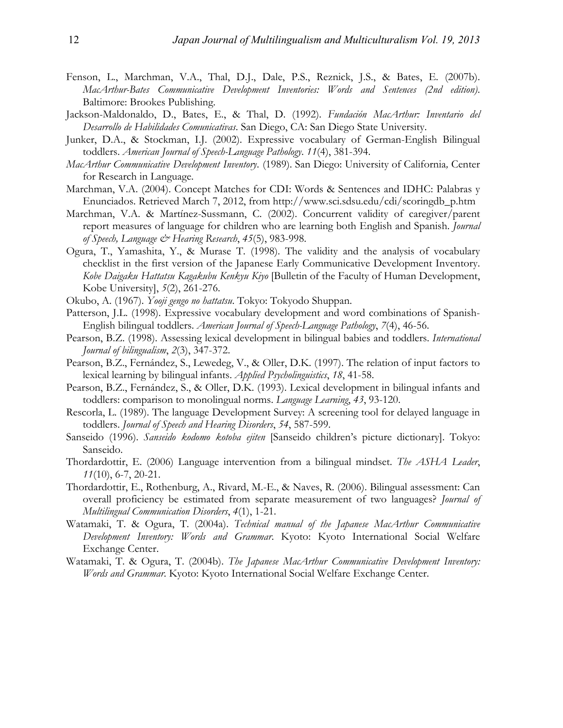Fenson, L., Marchman, V.A., Thal, D.J., Dale, P.S., Reznick, J.S., & Bates, E. (2007b). *MacArthur-Bates Communicative Development Inventories: Words and Sentences (2nd edition)*. Baltimore: Brookes Publishing.

Jackson-Maldonaldo, D., Bates, E., & Thal, D. (1992). *Fundación MacArthur: Inventario del Desarrollo de Habilidades Comunicativas*. San Diego, CA: San Diego State University.

Junker, D.A., & Stockman, I.J. (2002). Expressive vocabulary of German-English Bilingual toddlers. *American Journal of Speech-Language Pathology*. *11*(4), 381-394.

*MacArthur Communicative Development Inventory*. (1989). San Diego: University of California*,* Center for Research in Language.

Marchman, V.A. (2004). Concept Matches for CDI: Words & Sentences and IDHC: Palabras y Enunciados. Retrieved March 7, 2012, from http://www.sci.sdsu.edu/cdi/scoringdb_p.htm

Marchman, V.A. & Martínez-Sussmann, C. (2002). Concurrent validity of caregiver/parent report measures of language for children who are learning both English and Spanish. *Journal of Speech, Language & Hearing Research*, *45*(5), 983-998.

Ogura, T., Yamashita, Y., & Murase T. (1998). The validity and the analysis of vocabulary checklist in the first version of the Japanese Early Communicative Development Inventory. *Kobe Daigaku Hattatsu Kagakubu Kenkyu Kiyo* [Bulletin of the Faculty of Human Development, Kobe University], *5*(2), 261-276.

Okubo, A. (1967). *Yooji gengo no hattatsu*. Tokyo: Tokyodo Shuppan.

Patterson, J.L. (1998). Expressive vocabulary development and word combinations of Spanish-English bilingual toddlers. *American Journal of Speech-Language Pathology*, *7*(4), 46-56.

Pearson, B.Z. (1998). Assessing lexical development in bilingual babies and toddlers. *International Journal of bilingualism*, *2*(3), 347-372.

Pearson, B.Z., Fernández, S., Lewedeg, V., & Oller, D.K. (1997). The relation of input factors to lexical learning by bilingual infants. *Applied Psycholinguistics*, *18*, 41-58.

Pearson, B.Z., Fernández, S., & Oller, D.K. (1993). Lexical development in bilingual infants and toddlers: comparison to monolingual norms. *Language Learning*, *43*, 93-120.

Rescorla, L. (1989). The language Development Survey: A screening tool for delayed language in toddlers. *Journal of Speech and Hearing Disorders*, *54*, 587-599.

Sanseido (1996). *Sanseido kodomo kotoba ejiten* [Sanseido children's picture dictionary]. Tokyo: Sanseido.

Thordardottir, E. (2006) Language intervention from a bilingual mindset. *The ASHA Leader*, *11*(10), 6-7, 20-21.

Thordardottir, E., Rothenburg, A., Rivard, M.-E., & Naves, R. (2006). Bilingual assessment: Can overall proficiency be estimated from separate measurement of two languages? *Journal of Multilingual Communication Disorders*, *4*(1), 1-21.

Watamaki, T. & Ogura, T. (2004a). *Technical manual of the Japanese MacArthur Communicative Development Inventory: Words and Grammar*. Kyoto: Kyoto International Social Welfare Exchange Center.

Watamaki, T. & Ogura, T. (2004b). *The Japanese MacArthur Communicative Development Inventory: Words and Grammar*. Kyoto: Kyoto International Social Welfare Exchange Center.